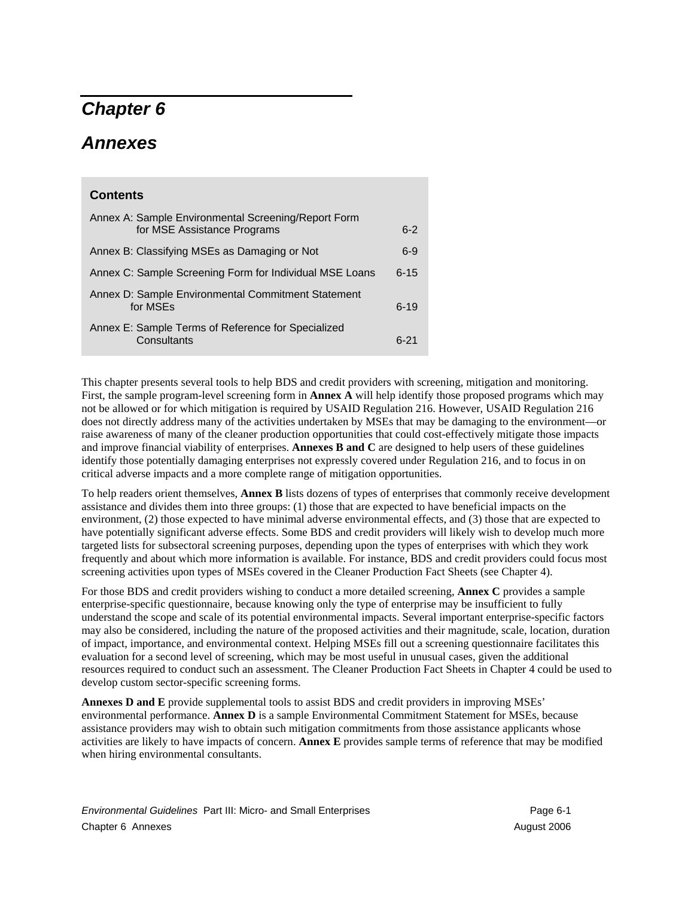# Chapter 6

# Annexes

**Contents**

| | |
|---|---|
| Annex A: Sample Environmental Screening/Report Form for MSE Assistance Programs | 6-2 |
| Annex B: Classifying MSEs as Damaging or Not | 6-9 |
| Annex C: Sample Screening Form for Individual MSE Loans | 6-15 |
| Annex D: Sample Environmental Commitment Statement for MSEs | 6-19 |
| Annex E: Sample Terms of Reference for Specialized Consultants | 6-21 |

This chapter presents several tools to help BDS and credit providers with screening, mitigation and monitoring. First, the sample program-level screening form in **Annex A** will help identify those proposed programs which may not be allowed or for which mitigation is required by USAID Regulation 216. However, USAID Regulation 216 does not directly address many of the activities undertaken by MSEs that may be damaging to the environment—or raise awareness of many of the cleaner production opportunities that could cost-effectively mitigate those impacts and improve financial viability of enterprises. **Annexes B and C** are designed to help users of these guidelines identify those potentially damaging enterprises not expressly covered under Regulation 216, and to focus in on critical adverse impacts and a more complete range of mitigation opportunities.

To help readers orient themselves, **Annex B** lists dozens of types of enterprises that commonly receive development assistance and divides them into three groups: (1) those that are expected to have beneficial impacts on the environment, (2) those expected to have minimal adverse environmental effects, and (3) those that are expected to have potentially significant adverse effects. Some BDS and credit providers will likely wish to develop much more targeted lists for subsectoral screening purposes, depending upon the types of enterprises with which they work frequently and about which more information is available. For instance, BDS and credit providers could focus most screening activities upon types of MSEs covered in the Cleaner Production Fact Sheets (see Chapter 4).

For those BDS and credit providers wishing to conduct a more detailed screening, **Annex C** provides a sample enterprise-specific questionnaire, because knowing only the type of enterprise may be insufficient to fully understand the scope and scale of its potential environmental impacts. Several important enterprise-specific factors may also be considered, including the nature of the proposed activities and their magnitude, scale, location, duration of impact, importance, and environmental context. Helping MSEs fill out a screening questionnaire facilitates this evaluation for a second level of screening, which may be most useful in unusual cases, given the additional resources required to conduct such an assessment. The Cleaner Production Fact Sheets in Chapter 4 could be used to develop custom sector-specific screening forms.

**Annexes D and E** provide supplemental tools to assist BDS and credit providers in improving MSEs' environmental performance. **Annex D** is a sample Environmental Commitment Statement for MSEs, because assistance providers may wish to obtain such mitigation commitments from those assistance applicants whose activities are likely to have impacts of concern. **Annex E** provides sample terms of reference that may be modified when hiring environmental consultants.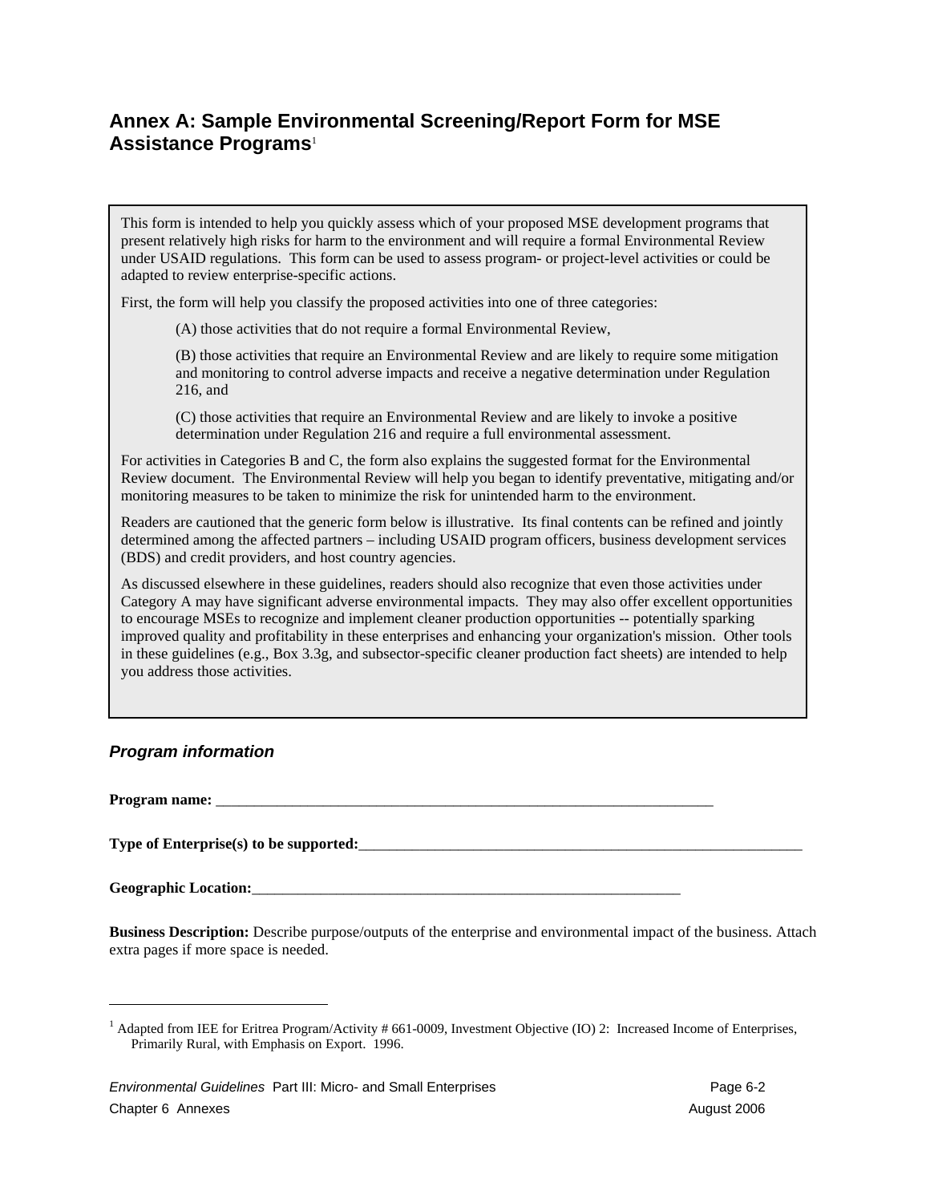## Annex A: Sample Environmental Screening/Report Form for MSE Assistance Programs[1]

> This form is intended to help you quickly assess which of your proposed MSE development programs that present relatively high risks for harm to the environment and will require a formal Environmental Review under USAID regulations. This form can be used to assess program- or project-level activities or could be adapted to review enterprise-specific actions.
>
> First, the form will help you classify the proposed activities into one of three categories:
>
> (A) those activities that do not require a formal Environmental Review,
>
> (B) those activities that require an Environmental Review and are likely to require some mitigation and monitoring to control adverse impacts and receive a negative determination under Regulation 216, and
>
> (C) those activities that require an Environmental Review and are likely to invoke a positive determination under Regulation 216 and require a full environmental assessment.
>
> For activities in Categories B and C, the form also explains the suggested format for the Environmental Review document. The Environmental Review will help you began to identify preventative, mitigating and/or monitoring measures to be taken to minimize the risk for unintended harm to the environment.
>
> Readers are cautioned that the generic form below is illustrative. Its final contents can be refined and jointly determined among the affected partners – including USAID program officers, business development services (BDS) and credit providers, and host country agencies.
>
> As discussed elsewhere in these guidelines, readers should also recognize that even those activities under Category A may have significant adverse environmental impacts. They may also offer excellent opportunities to encourage MSEs to recognize and implement cleaner production opportunities -- potentially sparking improved quality and profitability in these enterprises and enhancing your organization's mission. Other tools in these guidelines (e.g., Box 3.3g, and subsector-specific cleaner production fact sheets) are intended to help you address those activities.

### *Program information*

**Program name:** ____________________________________________________________________

**Type of Enterprise(s) to be supported:**____________________________________________________________

**Geographic Location:**__________________________________________________________

**Business Description:** Describe purpose/outputs of the enterprise and environmental impact of the business. Attach extra pages if more space is needed.

---

[1] Adapted from IEE for Eritrea Program/Activity # 661-0009, Investment Objective (IO) 2: Increased Income of Enterprises, Primarily Rural, with Emphasis on Export. 1996.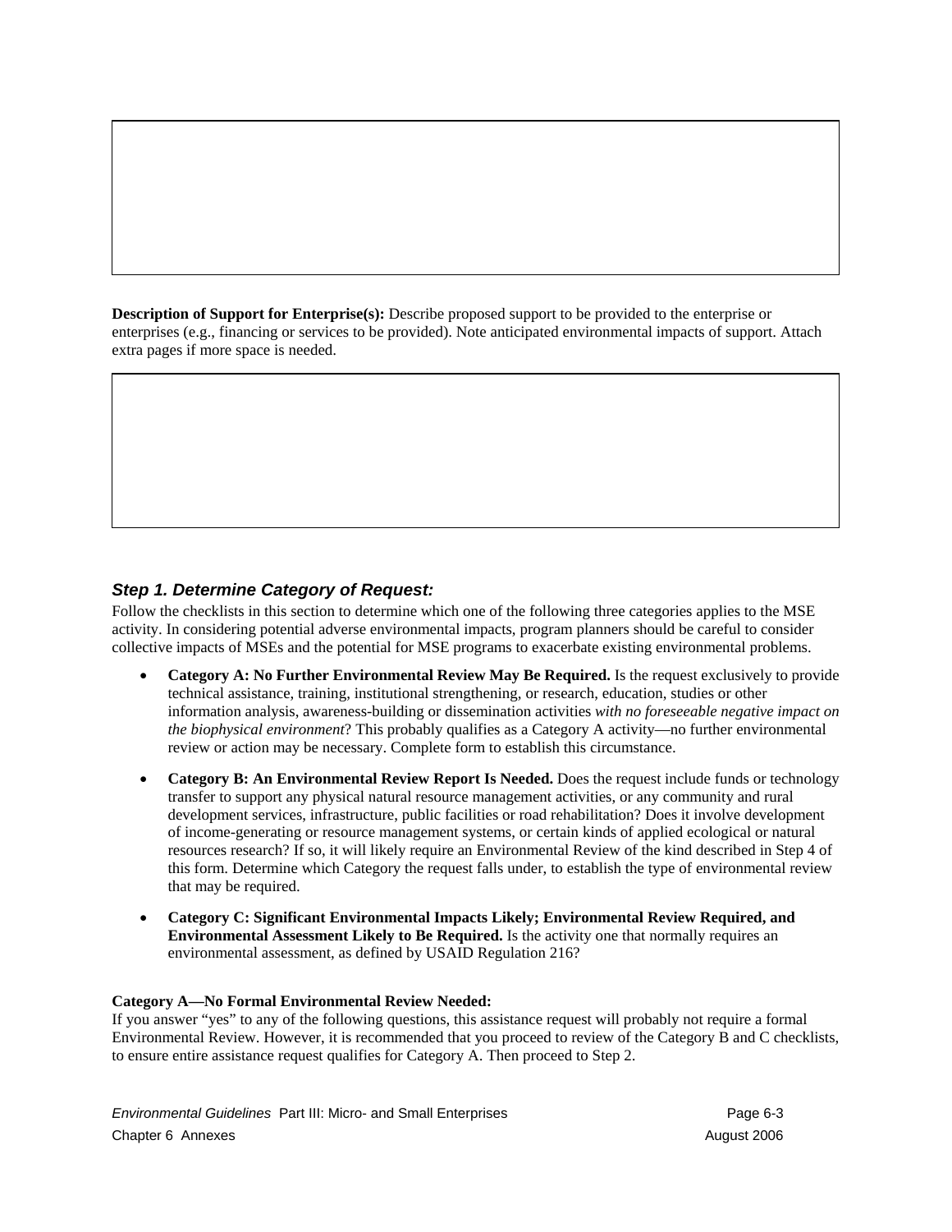**Description of Support for Enterprise(s):** Describe proposed support to be provided to the enterprise or enterprises (e.g., financing or services to be provided). Note anticipated environmental impacts of support. Attach extra pages if more space is needed.

### *Step 1. Determine Category of Request:*

Follow the checklists in this section to determine which one of the following three categories applies to the MSE activity. In considering potential adverse environmental impacts, program planners should be careful to consider collective impacts of MSEs and the potential for MSE programs to exacerbate existing environmental problems.

- **Category A: No Further Environmental Review May Be Required.** Is the request exclusively to provide technical assistance, training, institutional strengthening, or research, education, studies or other information analysis, awareness-building or dissemination activities *with no foreseeable negative impact on the biophysical environment*? This probably qualifies as a Category A activity—no further environmental review or action may be necessary. Complete form to establish this circumstance.
- **Category B: An Environmental Review Report Is Needed.** Does the request include funds or technology transfer to support any physical natural resource management activities, or any community and rural development services, infrastructure, public facilities or road rehabilitation? Does it involve development of income-generating or resource management systems, or certain kinds of applied ecological or natural resources research? If so, it will likely require an Environmental Review of the kind described in Step 4 of this form. Determine which Category the request falls under, to establish the type of environmental review that may be required.
- **Category C: Significant Environmental Impacts Likely; Environmental Review Required, and Environmental Assessment Likely to Be Required.** Is the activity one that normally requires an environmental assessment, as defined by USAID Regulation 216?

**Category A—No Formal Environmental Review Needed:**

If you answer "yes" to any of the following questions, this assistance request will probably not require a formal Environmental Review. However, it is recommended that you proceed to review of the Category B and C checklists, to ensure entire assistance request qualifies for Category A. Then proceed to Step 2.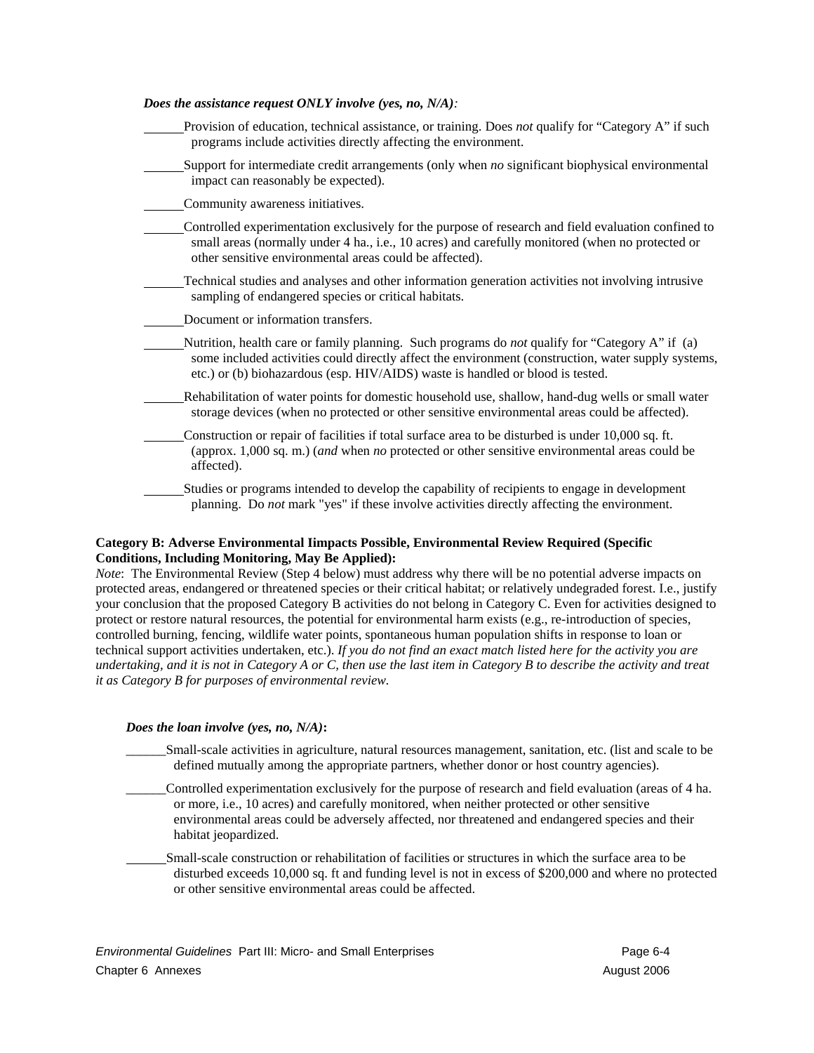***Does the assistance request ONLY involve (yes, no, N/A):***

______Provision of education, technical assistance, or training. Does *not* qualify for "Category A" if such programs include activities directly affecting the environment.

______Support for intermediate credit arrangements (only when *no* significant biophysical environmental impact can reasonably be expected).

______Community awareness initiatives.

______Controlled experimentation exclusively for the purpose of research and field evaluation confined to small areas (normally under 4 ha., i.e., 10 acres) and carefully monitored (when no protected or other sensitive environmental areas could be affected).

______Technical studies and analyses and other information generation activities not involving intrusive sampling of endangered species or critical habitats.

______Document or information transfers.

______Nutrition, health care or family planning. Such programs do *not* qualify for "Category A" if (a) some included activities could directly affect the environment (construction, water supply systems, etc.) or (b) biohazardous (esp. HIV/AIDS) waste is handled or blood is tested.

______Rehabilitation of water points for domestic household use, shallow, hand-dug wells or small water storage devices (when no protected or other sensitive environmental areas could be affected).

______Construction or repair of facilities if total surface area to be disturbed is under 10,000 sq. ft. (approx. 1,000 sq. m.) (*and* when *no* protected or other sensitive environmental areas could be affected).

______Studies or programs intended to develop the capability of recipients to engage in development planning. Do *not* mark "yes" if these involve activities directly affecting the environment.

**Category B: Adverse Environmental Iimpacts Possible, Environmental Review Required (Specific Conditions, Including Monitoring, May Be Applied):**

*Note*: The Environmental Review (Step 4 below) must address why there will be no potential adverse impacts on protected areas, endangered or threatened species or their critical habitat; or relatively undegraded forest. I.e., justify your conclusion that the proposed Category B activities do not belong in Category C. Even for activities designed to protect or restore natural resources, the potential for environmental harm exists (e.g., re-introduction of species, controlled burning, fencing, wildlife water points, spontaneous human population shifts in response to loan or technical support activities undertaken, etc.). *If you do not find an exact match listed here for the activity you are undertaking, and it is not in Category A or C, then use the last item in Category B to describe the activity and treat it as Category B for purposes of environmental review.*

***Does the loan involve (yes, no, N/A)*****:**

______Small-scale activities in agriculture, natural resources management, sanitation, etc. (list and scale to be defined mutually among the appropriate partners, whether donor or host country agencies).

______Controlled experimentation exclusively for the purpose of research and field evaluation (areas of 4 ha. or more, i.e., 10 acres) and carefully monitored, when neither protected or other sensitive environmental areas could be adversely affected, nor threatened and endangered species and their habitat jeopardized.

______Small-scale construction or rehabilitation of facilities or structures in which the surface area to be disturbed exceeds 10,000 sq. ft and funding level is not in excess of $200,000 and where no protected or other sensitive environmental areas could be affected.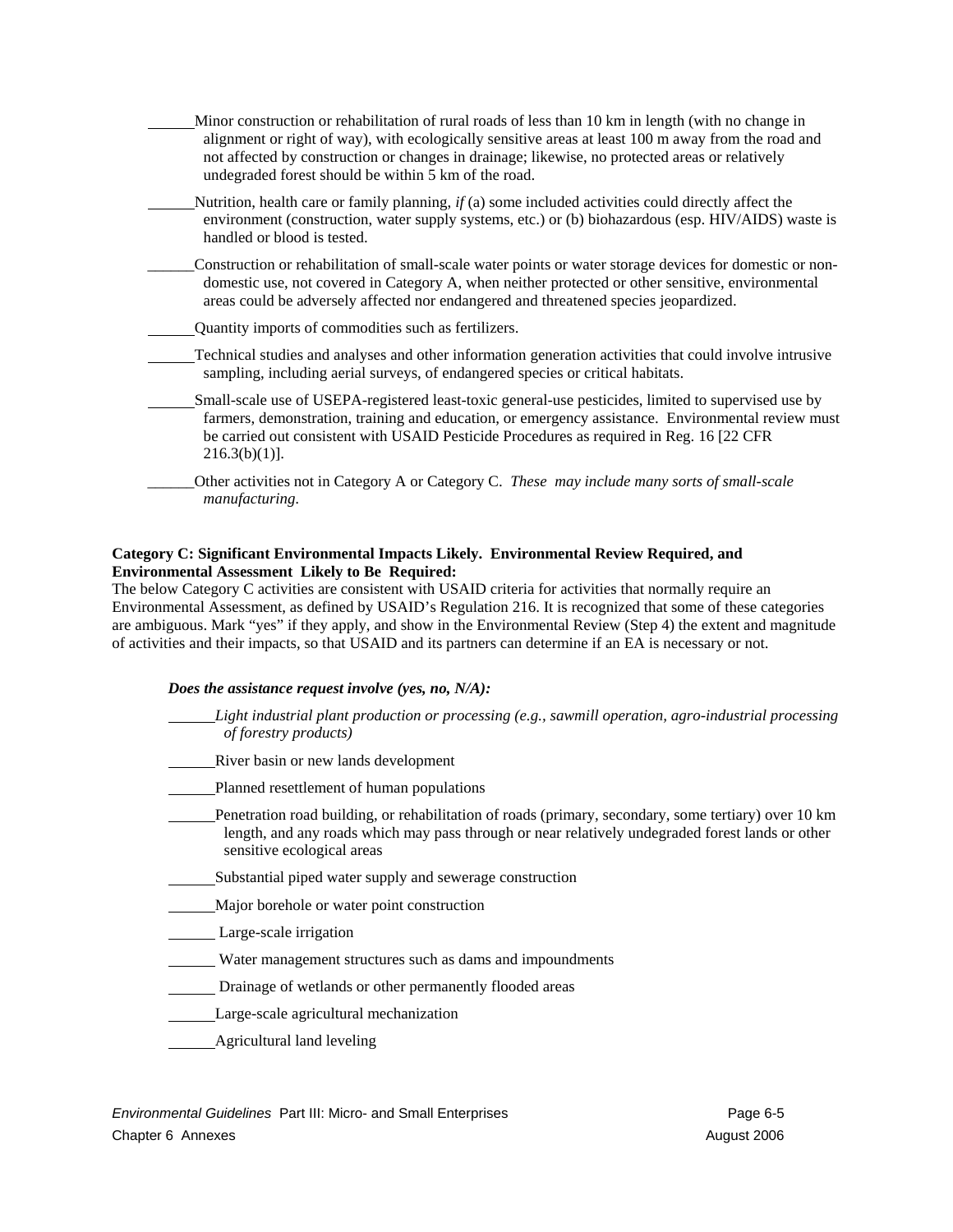\_\_\_\_\_\_Minor construction or rehabilitation of rural roads of less than 10 km in length (with no change in alignment or right of way), with ecologically sensitive areas at least 100 m away from the road and not affected by construction or changes in drainage; likewise, no protected areas or relatively undegraded forest should be within 5 km of the road.

\_\_\_\_\_\_Nutrition, health care or family planning, *if* (a) some included activities could directly affect the environment (construction, water supply systems, etc.) or (b) biohazardous (esp. HIV/AIDS) waste is handled or blood is tested.

\_\_\_\_\_\_Construction or rehabilitation of small-scale water points or water storage devices for domestic or non-domestic use, not covered in Category A, when neither protected or other sensitive, environmental areas could be adversely affected nor endangered and threatened species jeopardized.

\_\_\_\_\_\_Quantity imports of commodities such as fertilizers.

\_\_\_\_\_\_Technical studies and analyses and other information generation activities that could involve intrusive sampling, including aerial surveys, of endangered species or critical habitats.

\_\_\_\_\_\_Small-scale use of USEPA-registered least-toxic general-use pesticides, limited to supervised use by farmers, demonstration, training and education, or emergency assistance. Environmental review must be carried out consistent with USAID Pesticide Procedures as required in Reg. 16 [22 CFR 216.3(b)(1)].

\_\_\_\_\_\_Other activities not in Category A or Category C. *These may include many sorts of small-scale manufacturing*.

**Category C: Significant Environmental Impacts Likely. Environmental Review Required, and Environmental Assessment Likely to Be Required:**

The below Category C activities are consistent with USAID criteria for activities that normally require an Environmental Assessment, as defined by USAID's Regulation 216. It is recognized that some of these categories are ambiguous. Mark "yes" if they apply, and show in the Environmental Review (Step 4) the extent and magnitude of activities and their impacts, so that USAID and its partners can determine if an EA is necessary or not.

***Does the assistance request involve (yes, no, N/A):***

\_\_\_\_\_\_*Light industrial plant production or processing (e.g., sawmill operation, agro-industrial processing of forestry products)*

\_\_\_\_\_\_River basin or new lands development

\_\_\_\_\_\_Planned resettlement of human populations

\_\_\_\_\_\_Penetration road building, or rehabilitation of roads (primary, secondary, some tertiary) over 10 km length, and any roads which may pass through or near relatively undegraded forest lands or other sensitive ecological areas

\_\_\_\_\_\_Substantial piped water supply and sewerage construction

\_\_\_\_\_\_Major borehole or water point construction

\_\_\_\_\_\_ Large-scale irrigation

\_\_\_\_\_\_ Water management structures such as dams and impoundments

\_\_\_\_\_\_ Drainage of wetlands or other permanently flooded areas

\_\_\_\_\_\_Large-scale agricultural mechanization

\_\_\_\_\_\_Agricultural land leveling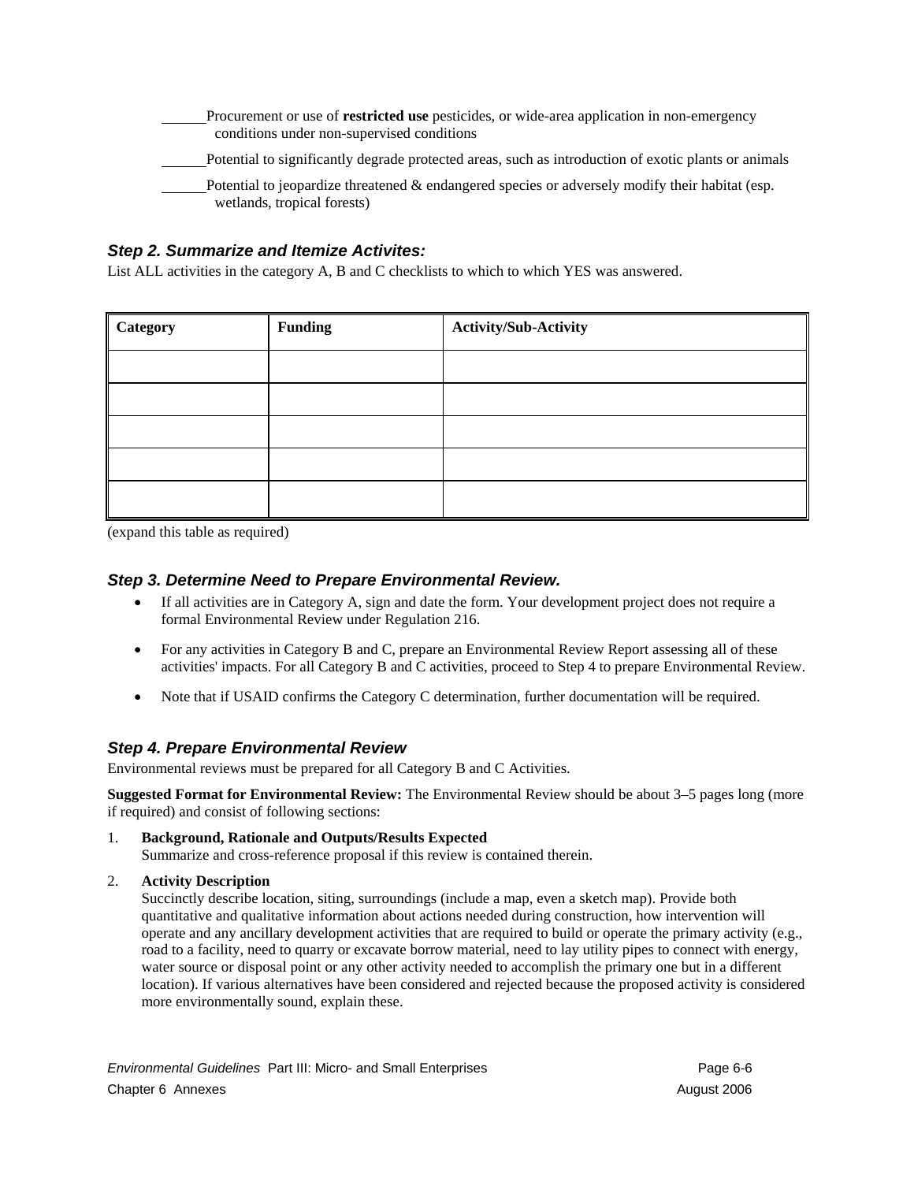______Procurement or use of **restricted use** pesticides, or wide-area application in non-emergency conditions under non-supervised conditions

______Potential to significantly degrade protected areas, such as introduction of exotic plants or animals

______Potential to jeopardize threatened & endangered species or adversely modify their habitat (esp. wetlands, tropical forests)

### *Step 2. Summarize and Itemize Activites:*

List ALL activities in the category A, B and C checklists to which to which YES was answered.

| Category | Funding | Activity/Sub-Activity |
|---|---|---|
| | | |
| | | |
| | | |
| | | |
| | | |

(expand this table as required)

### *Step 3. Determine Need to Prepare Environmental Review.*

- If all activities are in Category A, sign and date the form. Your development project does not require a formal Environmental Review under Regulation 216.
- For any activities in Category B and C, prepare an Environmental Review Report assessing all of these activities' impacts. For all Category B and C activities, proceed to Step 4 to prepare Environmental Review.
- Note that if USAID confirms the Category C determination, further documentation will be required.

### *Step 4. Prepare Environmental Review*

Environmental reviews must be prepared for all Category B and C Activities.

**Suggested Format for Environmental Review:** The Environmental Review should be about 3–5 pages long (more if required) and consist of following sections:

1. **Background, Rationale and Outputs/Results Expected**
   Summarize and cross-reference proposal if this review is contained therein.
2. **Activity Description**
   Succinctly describe location, siting, surroundings (include a map, even a sketch map). Provide both quantitative and qualitative information about actions needed during construction, how intervention will operate and any ancillary development activities that are required to build or operate the primary activity (e.g., road to a facility, need to quarry or excavate borrow material, need to lay utility pipes to connect with energy, water source or disposal point or any other activity needed to accomplish the primary one but in a different location). If various alternatives have been considered and rejected because the proposed activity is considered more environmentally sound, explain these.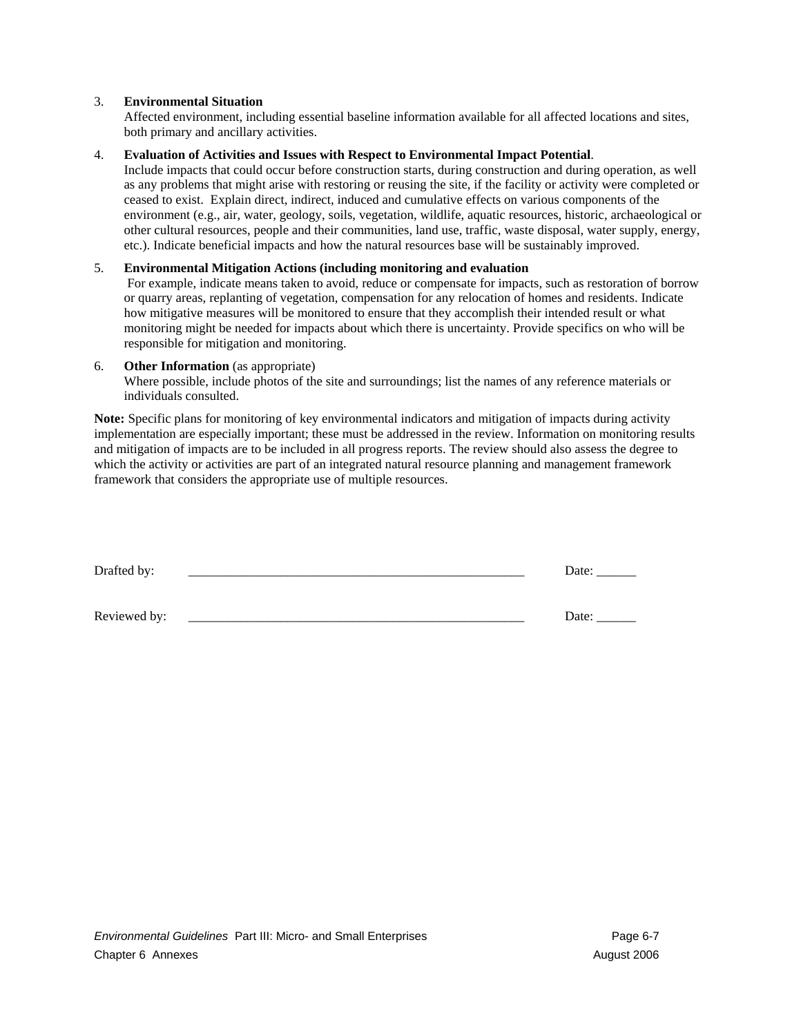3. **Environmental Situation**
   Affected environment, including essential baseline information available for all affected locations and sites, both primary and ancillary activities.

4. **Evaluation of Activities and Issues with Respect to Environmental Impact Potential**.
   Include impacts that could occur before construction starts, during construction and during operation, as well as any problems that might arise with restoring or reusing the site, if the facility or activity were completed or ceased to exist. Explain direct, indirect, induced and cumulative effects on various components of the environment (e.g., air, water, geology, soils, vegetation, wildlife, aquatic resources, historic, archaeological or other cultural resources, people and their communities, land use, traffic, waste disposal, water supply, energy, etc.). Indicate beneficial impacts and how the natural resources base will be sustainably improved.

5. **Environmental Mitigation Actions (including monitoring and evaluation**
   For example, indicate means taken to avoid, reduce or compensate for impacts, such as restoration of borrow or quarry areas, replanting of vegetation, compensation for any relocation of homes and residents. Indicate how mitigative measures will be monitored to ensure that they accomplish their intended result or what monitoring might be needed for impacts about which there is uncertainty. Provide specifics on who will be responsible for mitigation and monitoring.

6. **Other Information** (as appropriate)
   Where possible, include photos of the site and surroundings; list the names of any reference materials or individuals consulted.

**Note:** Specific plans for monitoring of key environmental indicators and mitigation of impacts during activity implementation are especially important; these must be addressed in the review. Information on monitoring results and mitigation of impacts are to be included in all progress reports. The review should also assess the degree to which the activity or activities are part of an integrated natural resource planning and management framework framework that considers the appropriate use of multiple resources.

Drafted by: _____________________________________________________ Date: ______

Reviewed by: _____________________________________________________ Date: ______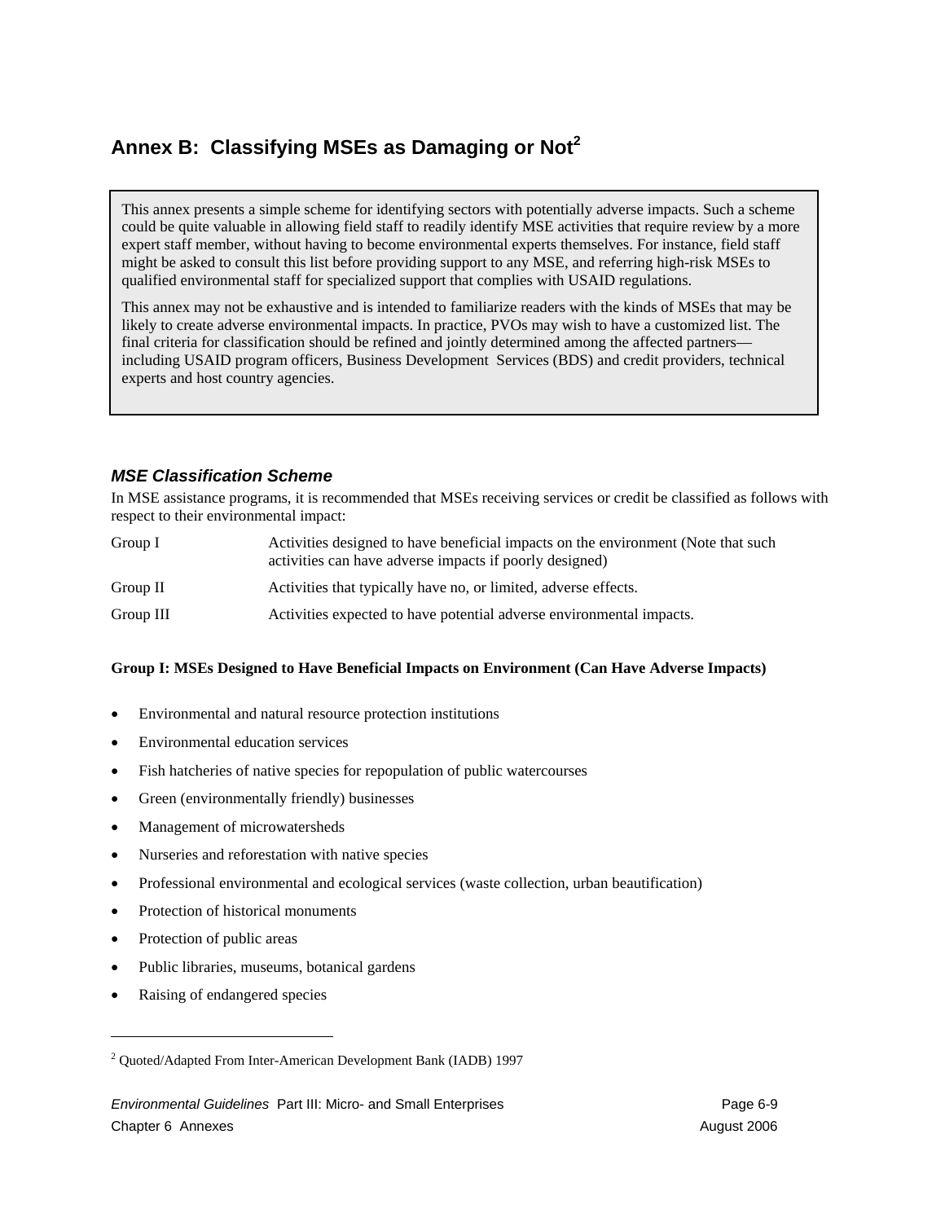# Annex B: Classifying MSEs as Damaging or Not[2]

> This annex presents a simple scheme for identifying sectors with potentially adverse impacts. Such a scheme could be quite valuable in allowing field staff to readily identify MSE activities that require review by a more expert staff member, without having to become environmental experts themselves. For instance, field staff might be asked to consult this list before providing support to any MSE, and referring high-risk MSEs to qualified environmental staff for specialized support that complies with USAID regulations.
>
> This annex may not be exhaustive and is intended to familiarize readers with the kinds of MSEs that may be likely to create adverse environmental impacts. In practice, PVOs may wish to have a customized list. The final criteria for classification should be refined and jointly determined among the affected partners—including USAID program officers, Business Development Services (BDS) and credit providers, technical experts and host country agencies.

### *MSE Classification Scheme*

In MSE assistance programs, it is recommended that MSEs receiving services or credit be classified as follows with respect to their environmental impact:

| | |
|---|---|
| Group I | Activities designed to have beneficial impacts on the environment (Note that such activities can have adverse impacts if poorly designed) |
| Group II | Activities that typically have no, or limited, adverse effects. |
| Group III | Activities expected to have potential adverse environmental impacts. |

**Group I: MSEs Designed to Have Beneficial Impacts on Environment (Can Have Adverse Impacts)**

- Environmental and natural resource protection institutions
- Environmental education services
- Fish hatcheries of native species for repopulation of public watercourses
- Green (environmentally friendly) businesses
- Management of microwatersheds
- Nurseries and reforestation with native species
- Professional environmental and ecological services (waste collection, urban beautification)
- Protection of historical monuments
- Protection of public areas
- Public libraries, museums, botanical gardens
- Raising of endangered species

[2] Quoted/Adapted From Inter-American Development Bank (IADB) 1997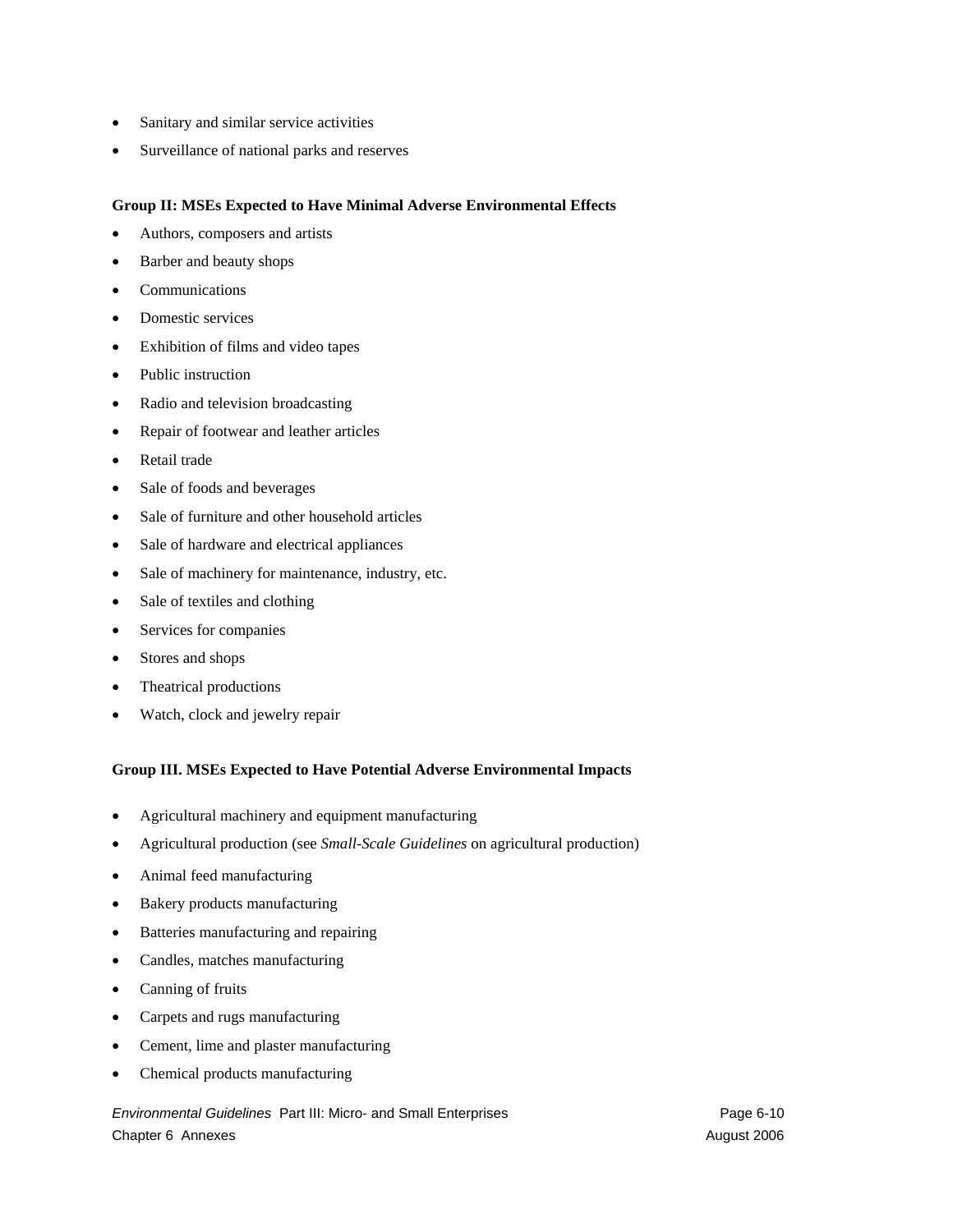- Sanitary and similar service activities
- Surveillance of national parks and reserves

**Group II: MSEs Expected to Have Minimal Adverse Environmental Effects**

- Authors, composers and artists
- Barber and beauty shops
- Communications
- Domestic services
- Exhibition of films and video tapes
- Public instruction
- Radio and television broadcasting
- Repair of footwear and leather articles
- Retail trade
- Sale of foods and beverages
- Sale of furniture and other household articles
- Sale of hardware and electrical appliances
- Sale of machinery for maintenance, industry, etc.
- Sale of textiles and clothing
- Services for companies
- Stores and shops
- Theatrical productions
- Watch, clock and jewelry repair

**Group III. MSEs Expected to Have Potential Adverse Environmental Impacts**

- Agricultural machinery and equipment manufacturing
- Agricultural production (see *Small-Scale Guidelines* on agricultural production)
- Animal feed manufacturing
- Bakery products manufacturing
- Batteries manufacturing and repairing
- Candles, matches manufacturing
- Canning of fruits
- Carpets and rugs manufacturing
- Cement, lime and plaster manufacturing
- Chemical products manufacturing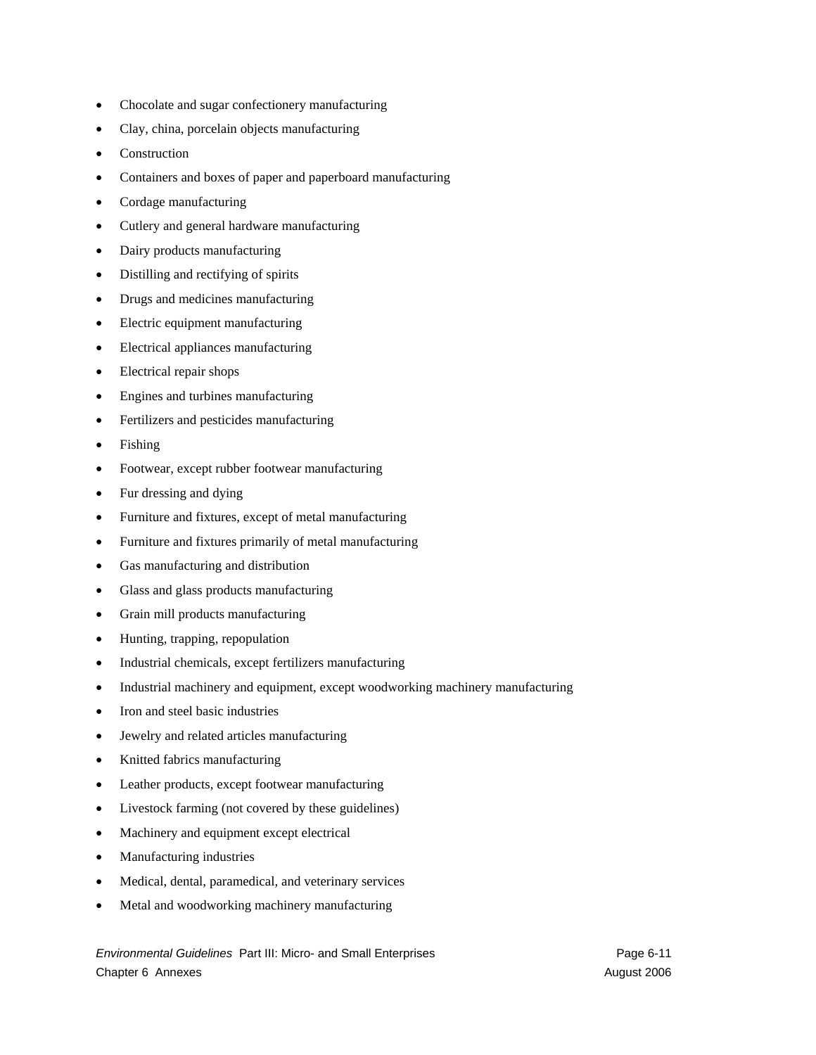- Chocolate and sugar confectionery manufacturing
- Clay, china, porcelain objects manufacturing
- Construction
- Containers and boxes of paper and paperboard manufacturing
- Cordage manufacturing
- Cutlery and general hardware manufacturing
- Dairy products manufacturing
- Distilling and rectifying of spirits
- Drugs and medicines manufacturing
- Electric equipment manufacturing
- Electrical appliances manufacturing
- Electrical repair shops
- Engines and turbines manufacturing
- Fertilizers and pesticides manufacturing
- Fishing
- Footwear, except rubber footwear manufacturing
- Fur dressing and dying
- Furniture and fixtures, except of metal manufacturing
- Furniture and fixtures primarily of metal manufacturing
- Gas manufacturing and distribution
- Glass and glass products manufacturing
- Grain mill products manufacturing
- Hunting, trapping, repopulation
- Industrial chemicals, except fertilizers manufacturing
- Industrial machinery and equipment, except woodworking machinery manufacturing
- Iron and steel basic industries
- Jewelry and related articles manufacturing
- Knitted fabrics manufacturing
- Leather products, except footwear manufacturing
- Livestock farming (not covered by these guidelines)
- Machinery and equipment except electrical
- Manufacturing industries
- Medical, dental, paramedical, and veterinary services
- Metal and woodworking machinery manufacturing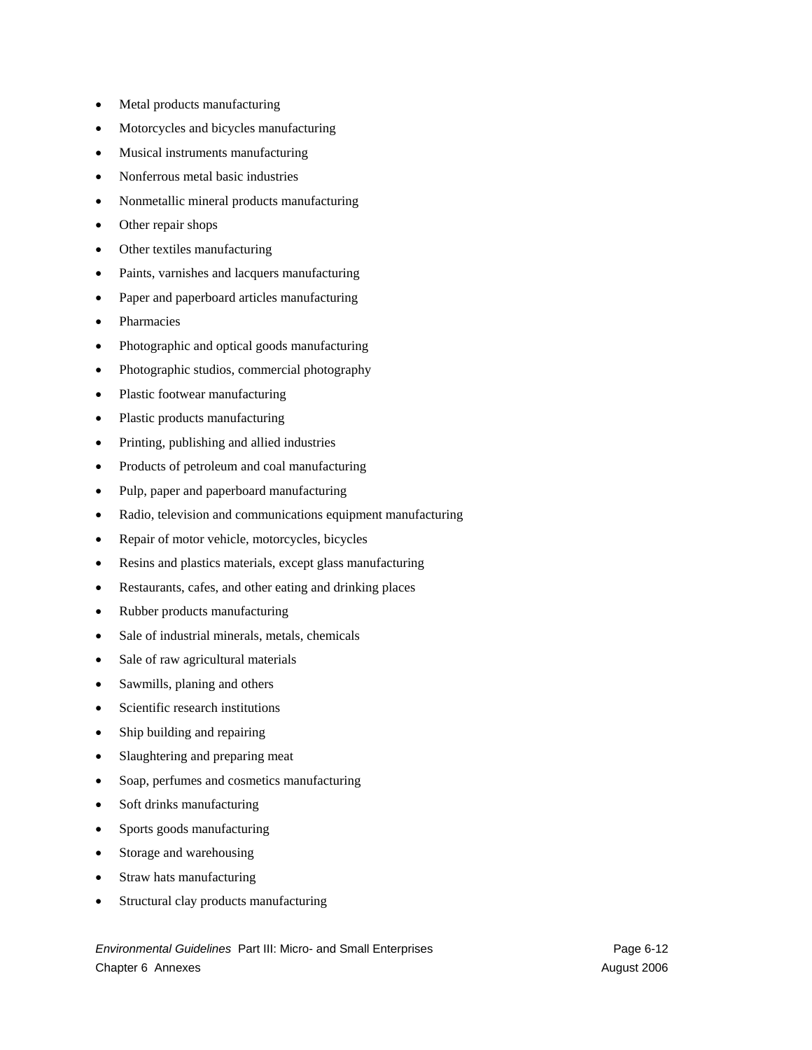- Metal products manufacturing
- Motorcycles and bicycles manufacturing
- Musical instruments manufacturing
- Nonferrous metal basic industries
- Nonmetallic mineral products manufacturing
- Other repair shops
- Other textiles manufacturing
- Paints, varnishes and lacquers manufacturing
- Paper and paperboard articles manufacturing
- Pharmacies
- Photographic and optical goods manufacturing
- Photographic studios, commercial photography
- Plastic footwear manufacturing
- Plastic products manufacturing
- Printing, publishing and allied industries
- Products of petroleum and coal manufacturing
- Pulp, paper and paperboard manufacturing
- Radio, television and communications equipment manufacturing
- Repair of motor vehicle, motorcycles, bicycles
- Resins and plastics materials, except glass manufacturing
- Restaurants, cafes, and other eating and drinking places
- Rubber products manufacturing
- Sale of industrial minerals, metals, chemicals
- Sale of raw agricultural materials
- Sawmills, planing and others
- Scientific research institutions
- Ship building and repairing
- Slaughtering and preparing meat
- Soap, perfumes and cosmetics manufacturing
- Soft drinks manufacturing
- Sports goods manufacturing
- Storage and warehousing
- Straw hats manufacturing
- Structural clay products manufacturing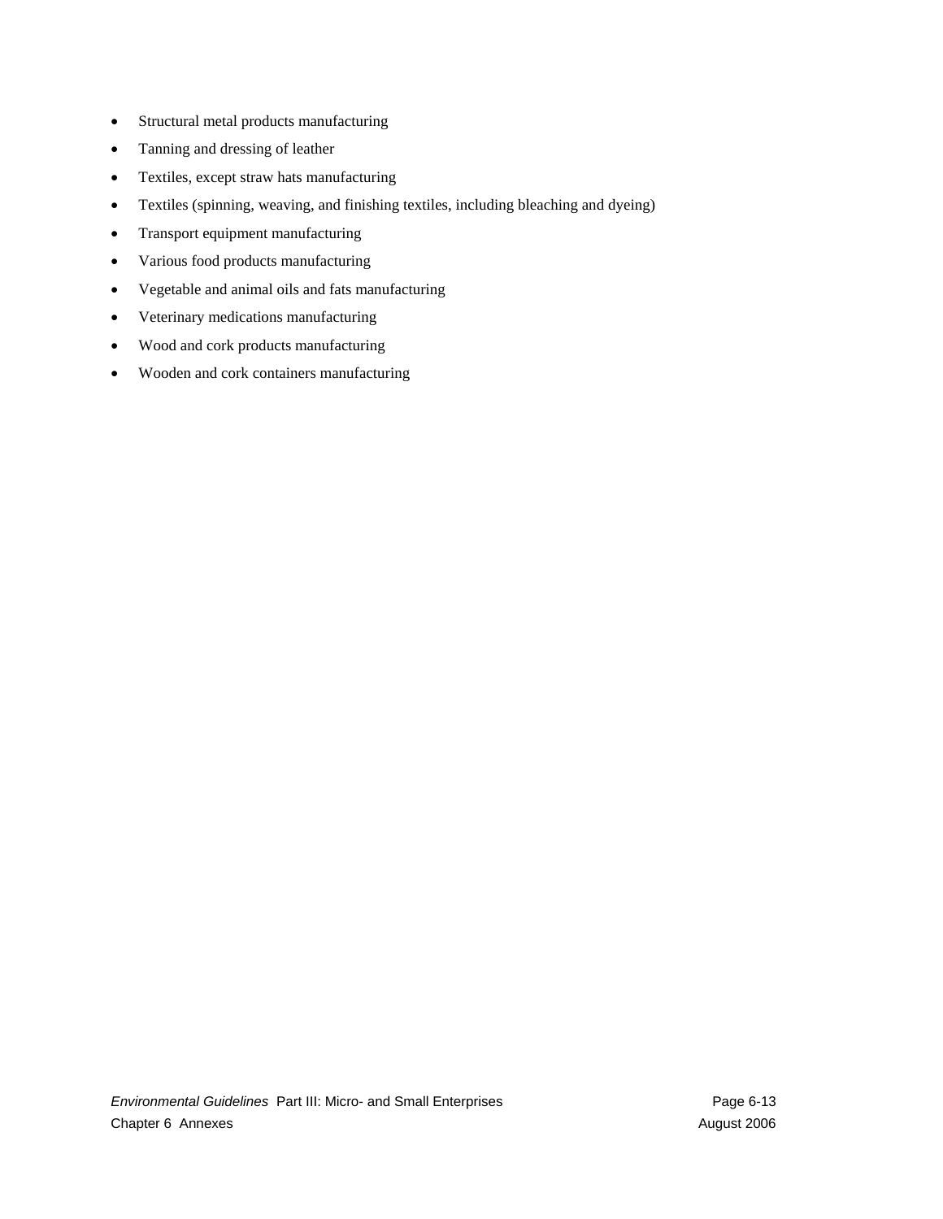- Structural metal products manufacturing
- Tanning and dressing of leather
- Textiles, except straw hats manufacturing
- Textiles (spinning, weaving, and finishing textiles, including bleaching and dyeing)
- Transport equipment manufacturing
- Various food products manufacturing
- Vegetable and animal oils and fats manufacturing
- Veterinary medications manufacturing
- Wood and cork products manufacturing
- Wooden and cork containers manufacturing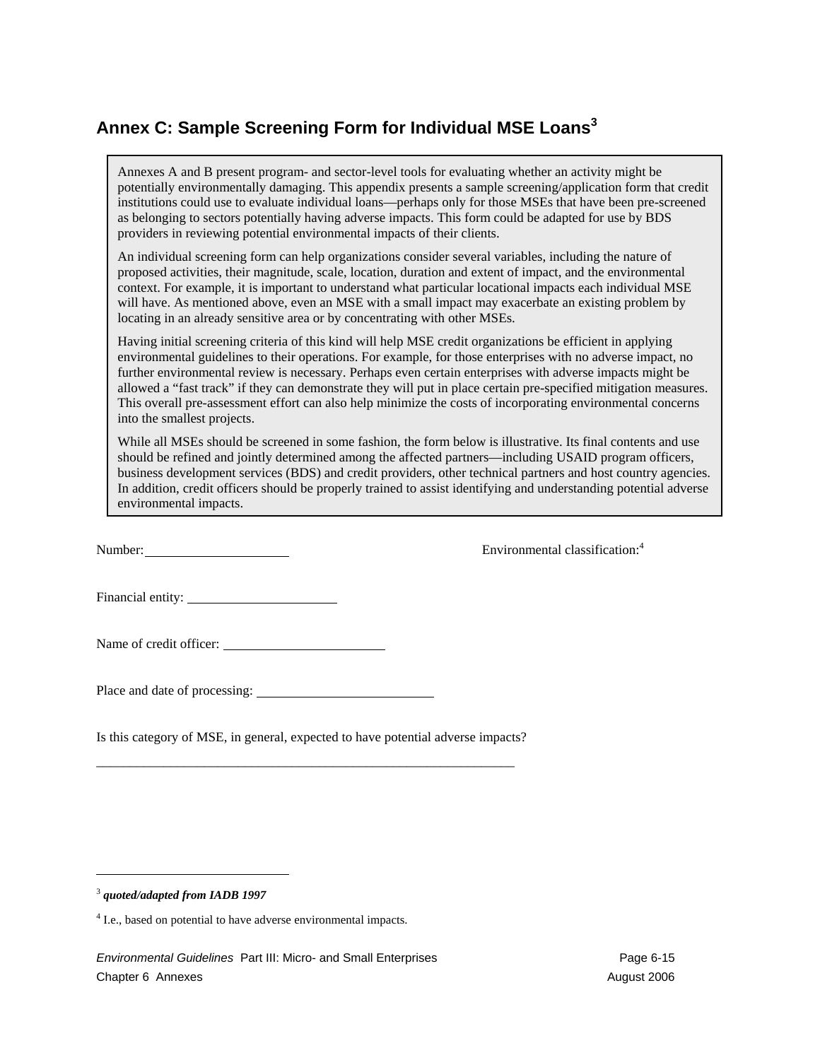## Annex C: Sample Screening Form for Individual MSE Loans[3]

> Annexes A and B present program- and sector-level tools for evaluating whether an activity might be potentially environmentally damaging. This appendix presents a sample screening/application form that credit institutions could use to evaluate individual loans—perhaps only for those MSEs that have been pre-screened as belonging to sectors potentially having adverse impacts. This form could be adapted for use by BDS providers in reviewing potential environmental impacts of their clients.
>
> An individual screening form can help organizations consider several variables, including the nature of proposed activities, their magnitude, scale, location, duration and extent of impact, and the environmental context. For example, it is important to understand what particular locational impacts each individual MSE will have. As mentioned above, even an MSE with a small impact may exacerbate an existing problem by locating in an already sensitive area or by concentrating with other MSEs.
>
> Having initial screening criteria of this kind will help MSE credit organizations be efficient in applying environmental guidelines to their operations. For example, for those enterprises with no adverse impact, no further environmental review is necessary. Perhaps even certain enterprises with adverse impacts might be allowed a "fast track" if they can demonstrate they will put in place certain pre-specified mitigation measures. This overall pre-assessment effort can also help minimize the costs of incorporating environmental concerns into the smallest projects.
>
> While all MSEs should be screened in some fashion, the form below is illustrative. Its final contents and use should be refined and jointly determined among the affected partners—including USAID program officers, business development services (BDS) and credit providers, other technical partners and host country agencies. In addition, credit officers should be properly trained to assist identifying and understanding potential adverse environmental impacts.

Number: ____________________ Environmental classification:[4]

Financial entity: ____________________

Name of credit officer: ____________________

Place and date of processing: ____________________

Is this category of MSE, in general, expected to have potential adverse impacts?

______________________________________________________________

---

[3] ***quoted/adapted from IADB 1997***

[4] I.e., based on potential to have adverse environmental impacts.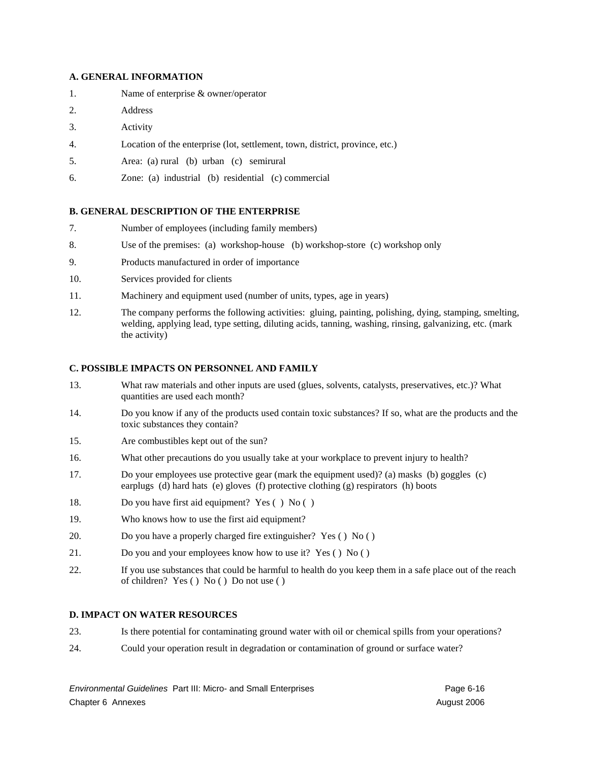### A. GENERAL INFORMATION

1. Name of enterprise & owner/operator
2. Address
3. Activity
4. Location of the enterprise (lot, settlement, town, district, province, etc.)
5. Area: (a) rural (b) urban (c) semirural
6. Zone: (a) industrial (b) residential (c) commercial

### B. GENERAL DESCRIPTION OF THE ENTERPRISE

7. Number of employees (including family members)
8. Use of the premises: (a) workshop-house (b) workshop-store (c) workshop only
9. Products manufactured in order of importance
10. Services provided for clients
11. Machinery and equipment used (number of units, types, age in years)
12. The company performs the following activities: gluing, painting, polishing, dying, stamping, smelting, welding, applying lead, type setting, diluting acids, tanning, washing, rinsing, galvanizing, etc. (mark the activity)

### C. POSSIBLE IMPACTS ON PERSONNEL AND FAMILY

13. What raw materials and other inputs are used (glues, solvents, catalysts, preservatives, etc.)? What quantities are used each month?
14. Do you know if any of the products used contain toxic substances? If so, what are the products and the toxic substances they contain?
15. Are combustibles kept out of the sun?
16. What other precautions do you usually take at your workplace to prevent injury to health?
17. Do your employees use protective gear (mark the equipment used)? (a) masks (b) goggles (c) earplugs (d) hard hats (e) gloves (f) protective clothing (g) respirators (h) boots
18. Do you have first aid equipment? Yes ( ) No ( )
19. Who knows how to use the first aid equipment?
20. Do you have a properly charged fire extinguisher? Yes ( ) No ( )
21. Do you and your employees know how to use it? Yes ( ) No ( )
22. If you use substances that could be harmful to health do you keep them in a safe place out of the reach of children? Yes ( ) No ( ) Do not use ( )

### D. IMPACT ON WATER RESOURCES

23. Is there potential for contaminating ground water with oil or chemical spills from your operations?
24. Could your operation result in degradation or contamination of ground or surface water?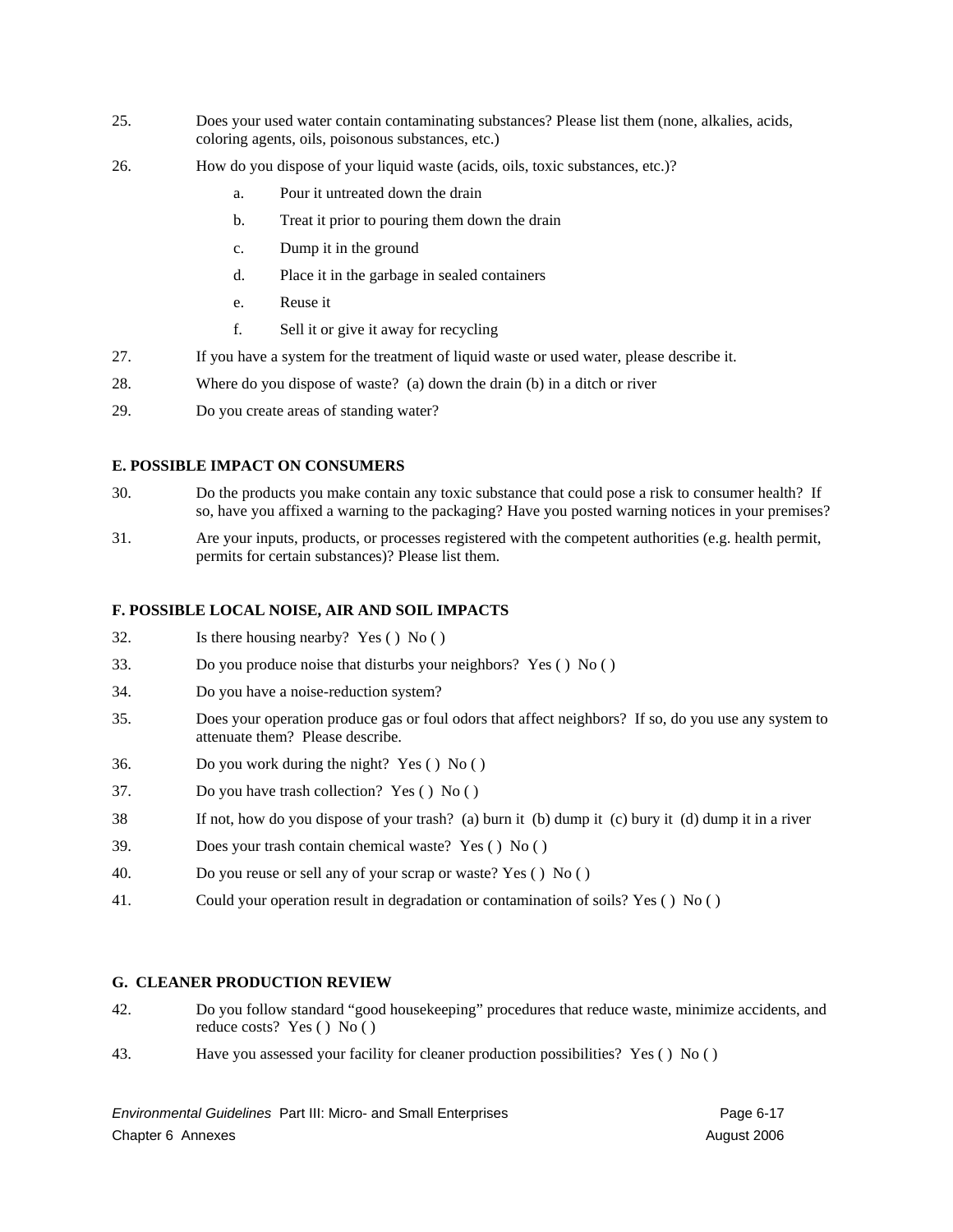25. Does your used water contain contaminating substances? Please list them (none, alkalies, acids, coloring agents, oils, poisonous substances, etc.)

26. How do you dispose of your liquid waste (acids, oils, toxic substances, etc.)?

    a. Pour it untreated down the drain

    b. Treat it prior to pouring them down the drain

    c. Dump it in the ground

    d. Place it in the garbage in sealed containers

    e. Reuse it

    f. Sell it or give it away for recycling

27. If you have a system for the treatment of liquid waste or used water, please describe it.

28. Where do you dispose of waste? (a) down the drain (b) in a ditch or river

29. Do you create areas of standing water?

**E. POSSIBLE IMPACT ON CONSUMERS**

30. Do the products you make contain any toxic substance that could pose a risk to consumer health? If so, have you affixed a warning to the packaging? Have you posted warning notices in your premises?

31. Are your inputs, products, or processes registered with the competent authorities (e.g. health permit, permits for certain substances)? Please list them.

**F. POSSIBLE LOCAL NOISE, AIR AND SOIL IMPACTS**

32. Is there housing nearby? Yes ( ) No ( )

33. Do you produce noise that disturbs your neighbors? Yes ( ) No ( )

34. Do you have a noise-reduction system?

35. Does your operation produce gas or foul odors that affect neighbors? If so, do you use any system to attenuate them? Please describe.

36. Do you work during the night? Yes ( ) No ( )

37. Do you have trash collection? Yes ( ) No ( )

38 If not, how do you dispose of your trash? (a) burn it (b) dump it (c) bury it (d) dump it in a river

39. Does your trash contain chemical waste? Yes ( ) No ( )

40. Do you reuse or sell any of your scrap or waste? Yes ( ) No ( )

41. Could your operation result in degradation or contamination of soils? Yes ( ) No ( )

**G. CLEANER PRODUCTION REVIEW**

42. Do you follow standard “good housekeeping” procedures that reduce waste, minimize accidents, and reduce costs? Yes ( ) No ( )

43. Have you assessed your facility for cleaner production possibilities? Yes ( ) No ( )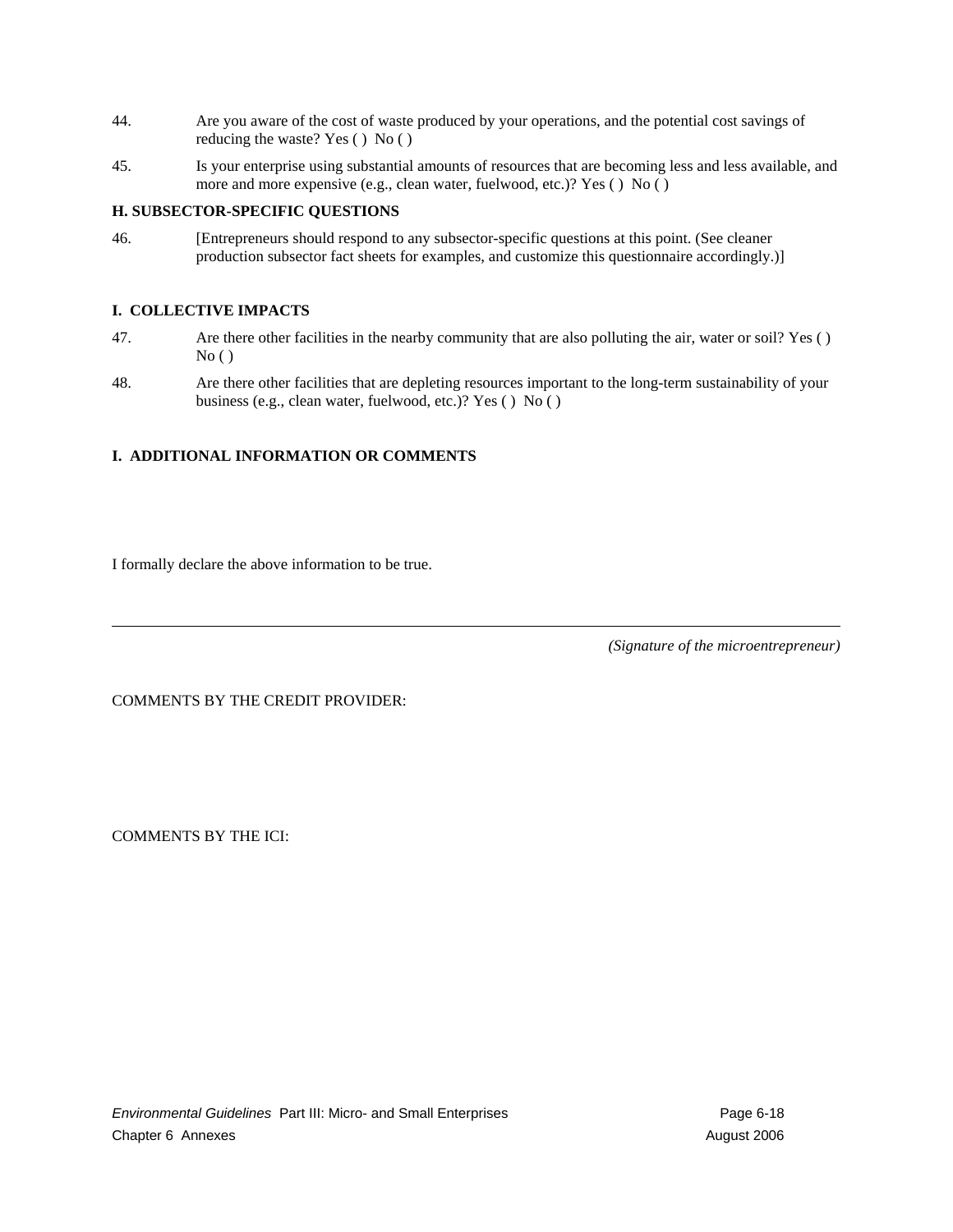44. Are you aware of the cost of waste produced by your operations, and the potential cost savings of reducing the waste? Yes ( ) No ( )

45. Is your enterprise using substantial amounts of resources that are becoming less and less available, and more and more expensive (e.g., clean water, fuelwood, etc.)? Yes ( ) No ( )

**H. SUBSECTOR-SPECIFIC QUESTIONS**

46. [Entrepreneurs should respond to any subsector-specific questions at this point. (See cleaner production subsector fact sheets for examples, and customize this questionnaire accordingly.)]

**I. COLLECTIVE IMPACTS**

47. Are there other facilities in the nearby community that are also polluting the air, water or soil? Yes ( ) No ( )

48. Are there other facilities that are depleting resources important to the long-term sustainability of your business (e.g., clean water, fuelwood, etc.)? Yes ( ) No ( )

**I. ADDITIONAL INFORMATION OR COMMENTS**

I formally declare the above information to be true.

---

*(Signature of the microentrepreneur)*

COMMENTS BY THE CREDIT PROVIDER:

COMMENTS BY THE ICI: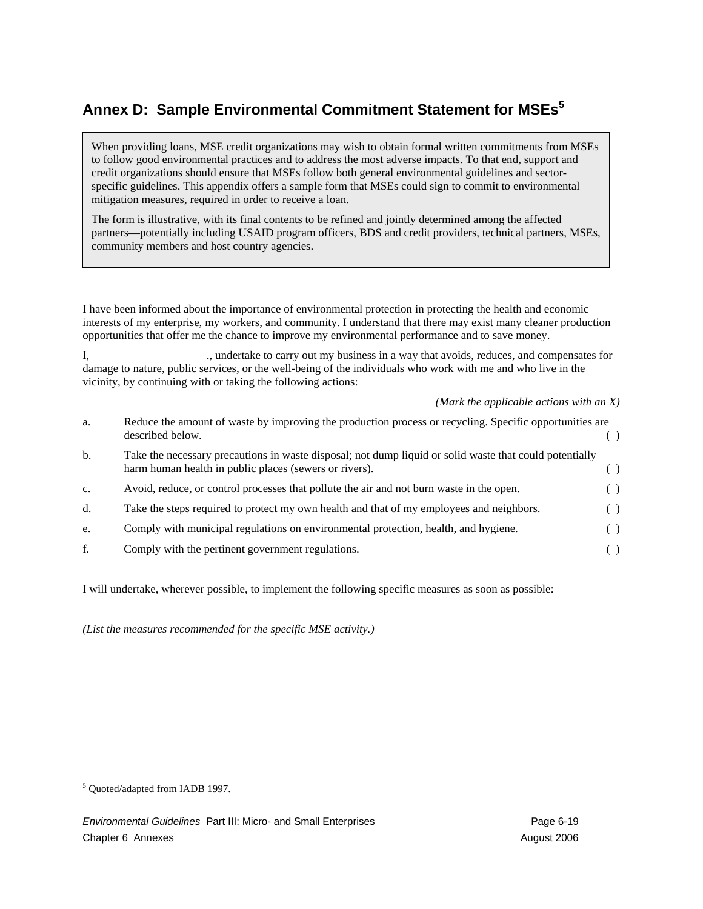## Annex D: Sample Environmental Commitment Statement for MSEs[5]

> When providing loans, MSE credit organizations may wish to obtain formal written commitments from MSEs to follow good environmental practices and to address the most adverse impacts. To that end, support and credit organizations should ensure that MSEs follow both general environmental guidelines and sector-specific guidelines. This appendix offers a sample form that MSEs could sign to commit to environmental mitigation measures, required in order to receive a loan.
>
> The form is illustrative, with its final contents to be refined and jointly determined among the affected partners—potentially including USAID program officers, BDS and credit providers, technical partners, MSEs, community members and host country agencies.

I have been informed about the importance of environmental protection in protecting the health and economic interests of my enterprise, my workers, and community. I understand that there may exist many cleaner production opportunities that offer me the chance to improve my environmental performance and to save money.

I, ____________________., undertake to carry out my business in a way that avoids, reduces, and compensates for damage to nature, public services, or the well-being of the individuals who work with me and who live in the vicinity, by continuing with or taking the following actions:

*(Mark the applicable actions with an X)*

a. Reduce the amount of waste by improving the production process or recycling. Specific opportunities are described below. ( )

b. Take the necessary precautions in waste disposal; not dump liquid or solid waste that could potentially harm human health in public places (sewers or rivers). ( )

c. Avoid, reduce, or control processes that pollute the air and not burn waste in the open. ( )

d. Take the steps required to protect my own health and that of my employees and neighbors. ( )

e. Comply with municipal regulations on environmental protection, health, and hygiene. ( )

f. Comply with the pertinent government regulations. ( )

I will undertake, wherever possible, to implement the following specific measures as soon as possible:

*(List the measures recommended for the specific MSE activity.)*

---

[5] Quoted/adapted from IADB 1997.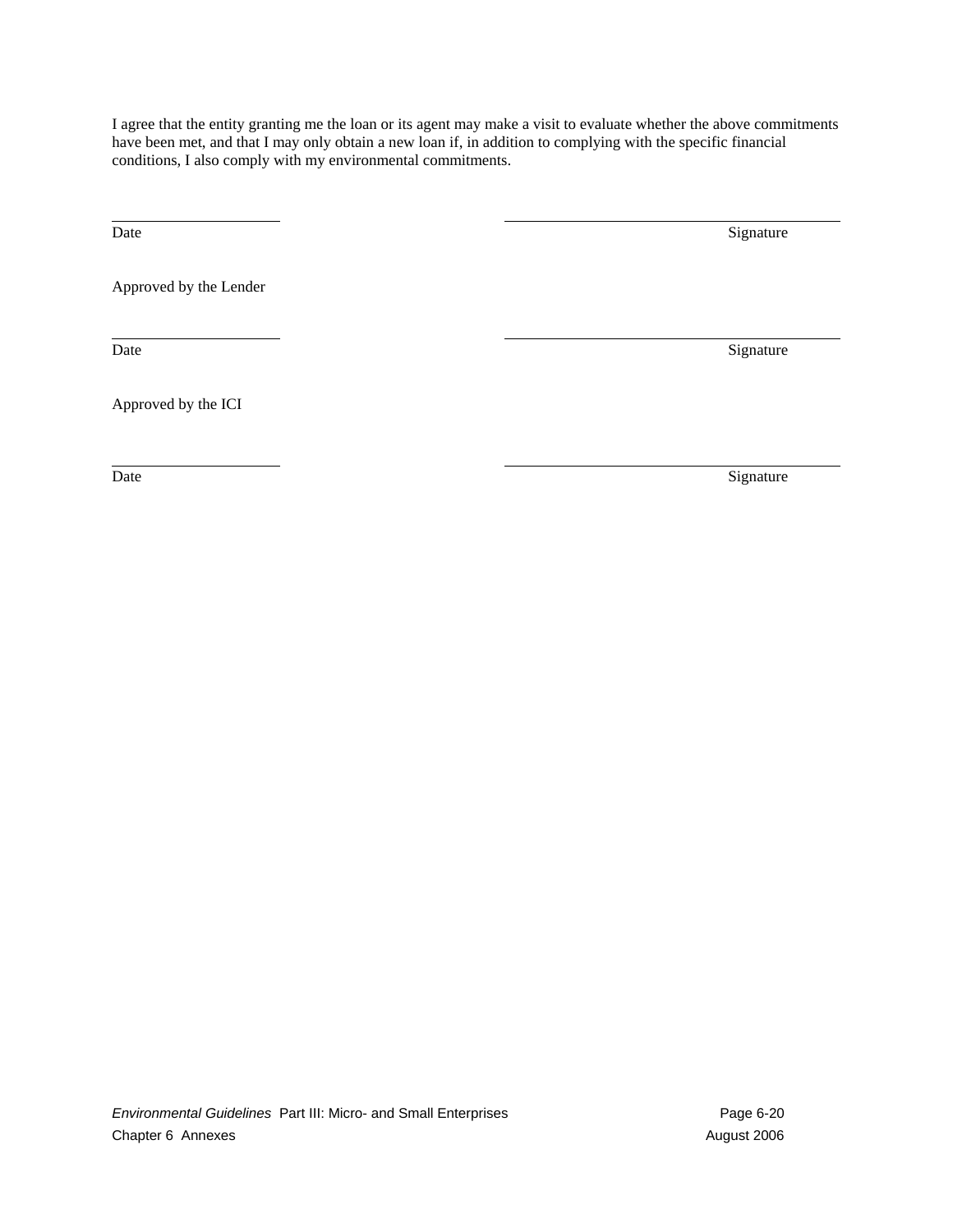I agree that the entity granting me the loan or its agent may make a visit to evaluate whether the above commitments have been met, and that I may only obtain a new loan if, in addition to complying with the specific financial conditions, I also comply with my environmental commitments.

| Date | Signature |
|---|---|

Approved by the Lender

| Date | Signature |
|---|---|

Approved by the ICI

| Date | Signature |
|---|---|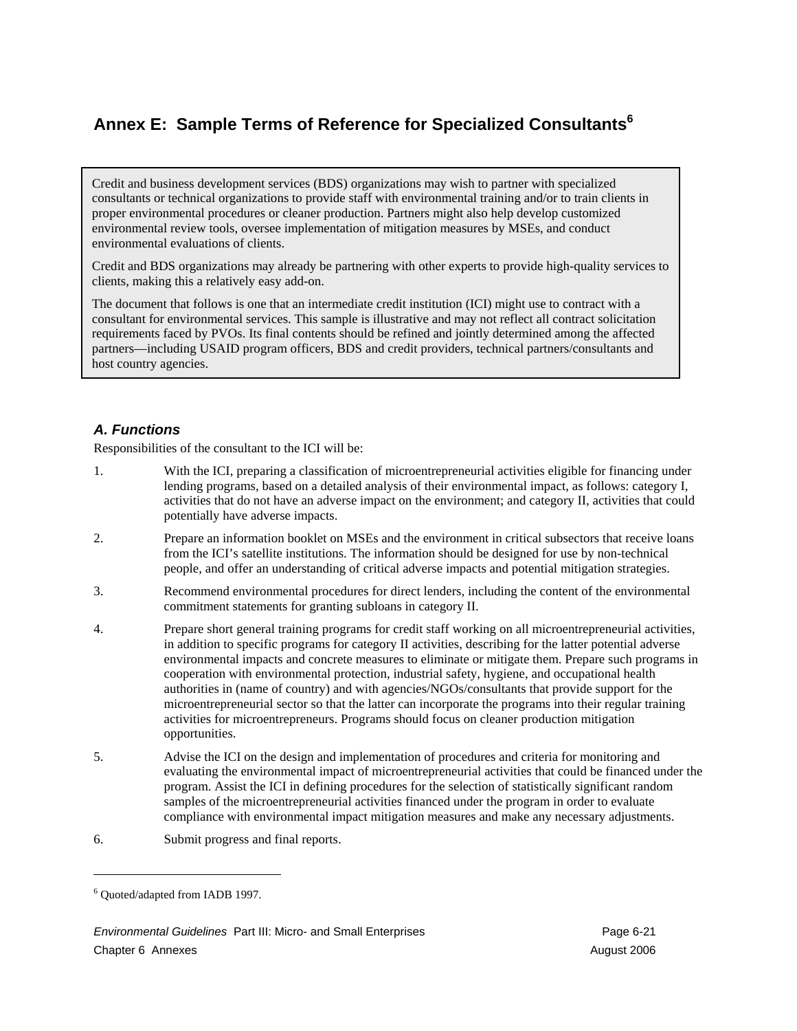## Annex E: Sample Terms of Reference for Specialized Consultants[6]

> Credit and business development services (BDS) organizations may wish to partner with specialized consultants or technical organizations to provide staff with environmental training and/or to train clients in proper environmental procedures or cleaner production. Partners might also help develop customized environmental review tools, oversee implementation of mitigation measures by MSEs, and conduct environmental evaluations of clients.
>
> Credit and BDS organizations may already be partnering with other experts to provide high-quality services to clients, making this a relatively easy add-on.
>
> The document that follows is one that an intermediate credit institution (ICI) might use to contract with a consultant for environmental services. This sample is illustrative and may not reflect all contract solicitation requirements faced by PVOs. Its final contents should be refined and jointly determined among the affected partners—including USAID program officers, BDS and credit providers, technical partners/consultants and host country agencies.

### *A. Functions*

Responsibilities of the consultant to the ICI will be:

1. With the ICI, preparing a classification of microentrepreneurial activities eligible for financing under lending programs, based on a detailed analysis of their environmental impact, as follows: category I, activities that do not have an adverse impact on the environment; and category II, activities that could potentially have adverse impacts.
2. Prepare an information booklet on MSEs and the environment in critical subsectors that receive loans from the ICI's satellite institutions. The information should be designed for use by non-technical people, and offer an understanding of critical adverse impacts and potential mitigation strategies.
3. Recommend environmental procedures for direct lenders, including the content of the environmental commitment statements for granting subloans in category II.
4. Prepare short general training programs for credit staff working on all microentrepreneurial activities, in addition to specific programs for category II activities, describing for the latter potential adverse environmental impacts and concrete measures to eliminate or mitigate them. Prepare such programs in cooperation with environmental protection, industrial safety, hygiene, and occupational health authorities in (name of country) and with agencies/NGOs/consultants that provide support for the microentrepreneurial sector so that the latter can incorporate the programs into their regular training activities for microentrepreneurs. Programs should focus on cleaner production mitigation opportunities.
5. Advise the ICI on the design and implementation of procedures and criteria for monitoring and evaluating the environmental impact of microentrepreneurial activities that could be financed under the program. Assist the ICI in defining procedures for the selection of statistically significant random samples of the microentrepreneurial activities financed under the program in order to evaluate compliance with environmental impact mitigation measures and make any necessary adjustments.
6. Submit progress and final reports.

---

[6] Quoted/adapted from IADB 1997.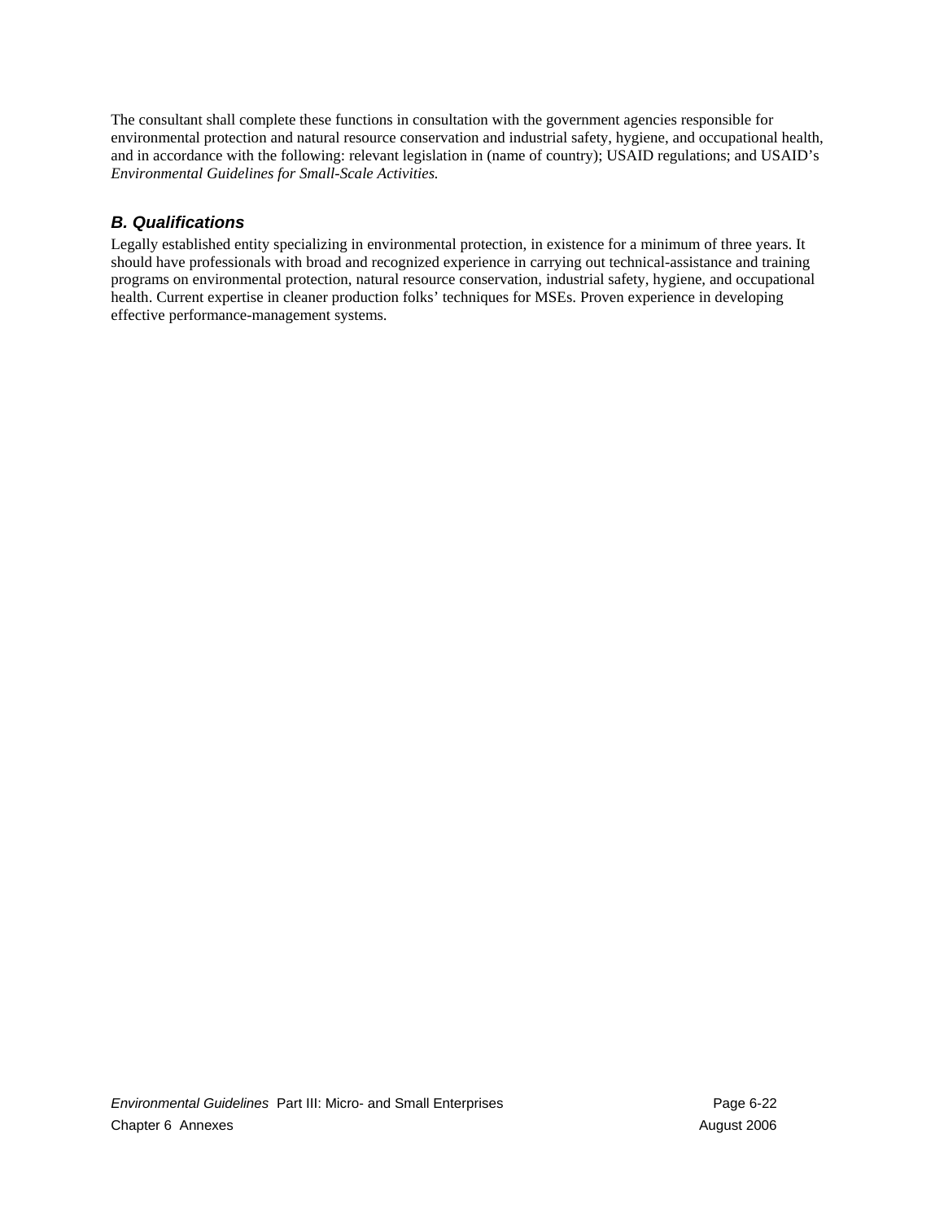The consultant shall complete these functions in consultation with the government agencies responsible for environmental protection and natural resource conservation and industrial safety, hygiene, and occupational health, and in accordance with the following: relevant legislation in (name of country); USAID regulations; and USAID's *Environmental Guidelines for Small-Scale Activities.*

### *B. Qualifications*

Legally established entity specializing in environmental protection, in existence for a minimum of three years. It should have professionals with broad and recognized experience in carrying out technical-assistance and training programs on environmental protection, natural resource conservation, industrial safety, hygiene, and occupational health. Current expertise in cleaner production folks' techniques for MSEs. Proven experience in developing effective performance-management systems.